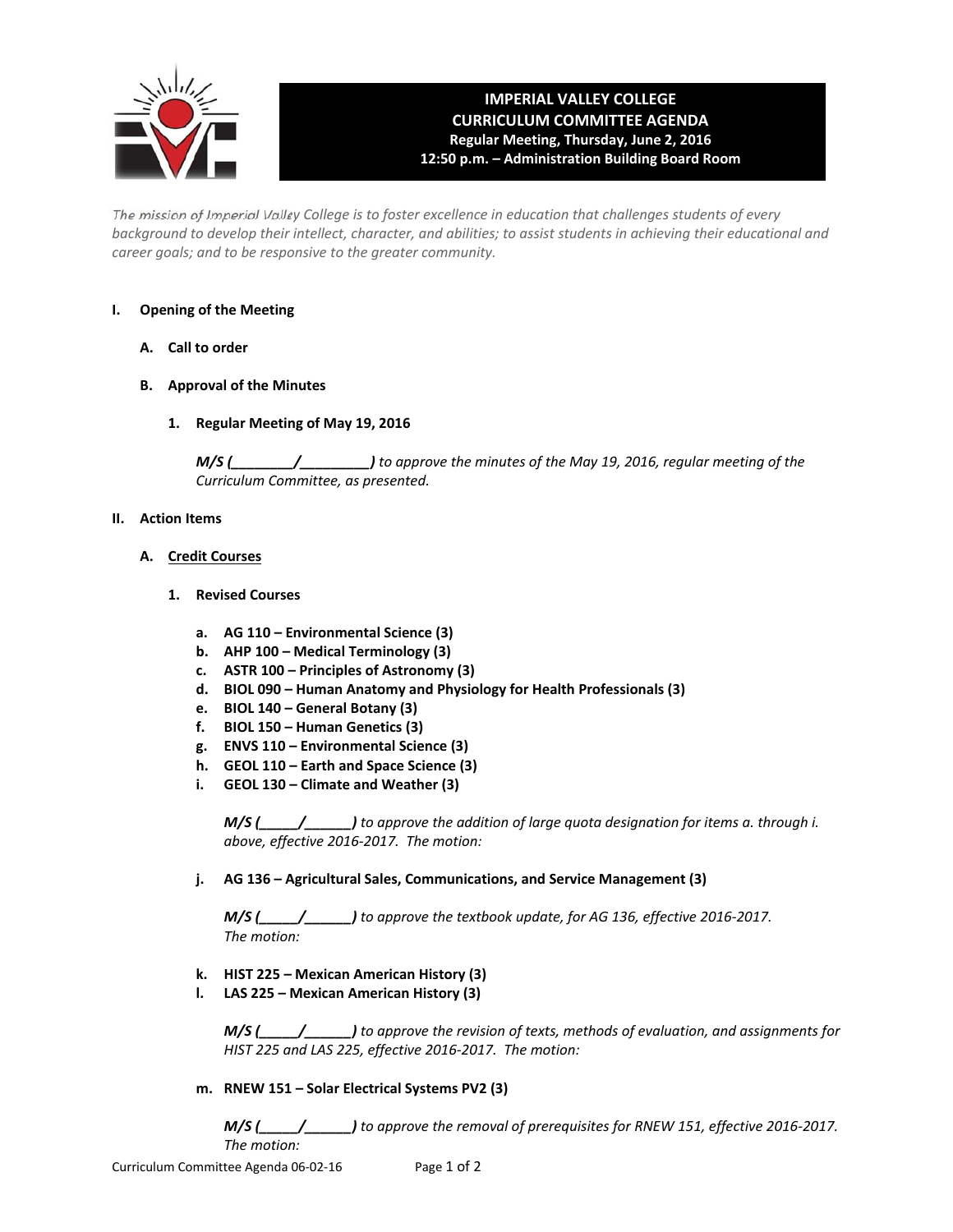# IMPERIAL VALLEY COLLEGE
## CURRICULUM COMMITTEE AGENDA
**Regular Meeting, Thursday, June 2, 2016**
**12:50 p.m. – Administration Building Board Room**

*The mission of Imperial Valley College is to foster excellence in education that challenges students of every background to develop their intellect, character, and abilities; to assist students in achieving their educational and career goals; and to be responsive to the greater community.*

**I. Opening of the Meeting**

**A. Call to order**

**B. Approval of the Minutes**

**1. Regular Meeting of May 19, 2016**

***M/S (________/________)*** *to approve the minutes of the May 19, 2016, regular meeting of the Curriculum Committee, as presented.*

**II. Action Items**

**A. <u>Credit Courses</u>**

**1. Revised Courses**

**a. AG 110 – Environmental Science (3)**
**b. AHP 100 – Medical Terminology (3)**
**c. ASTR 100 – Principles of Astronomy (3)**
**d. BIOL 090 – Human Anatomy and Physiology for Health Professionals (3)**
**e. BIOL 140 – General Botany (3)**
**f. BIOL 150 – Human Genetics (3)**
**g. ENVS 110 – Environmental Science (3)**
**h. GEOL 110 – Earth and Space Science (3)**
**i. GEOL 130 – Climate and Weather (3)**

***M/S (_____/______)*** *to approve the addition of large quota designation for items a. through i. above, effective 2016-2017. The motion:*

**j. AG 136 – Agricultural Sales, Communications, and Service Management (3)**

***M/S (_____/______)*** *to approve the textbook update, for AG 136, effective 2016-2017. The motion:*

**k. HIST 225 – Mexican American History (3)**
**l. LAS 225 – Mexican American History (3)**

***M/S (_____/______)*** *to approve the revision of texts, methods of evaluation, and assignments for HIST 225 and LAS 225, effective 2016-2017. The motion:*

**m. RNEW 151 – Solar Electrical Systems PV2 (3)**

***M/S (_____/______)*** *to approve the removal of prerequisites for RNEW 151, effective 2016-2017. The motion:*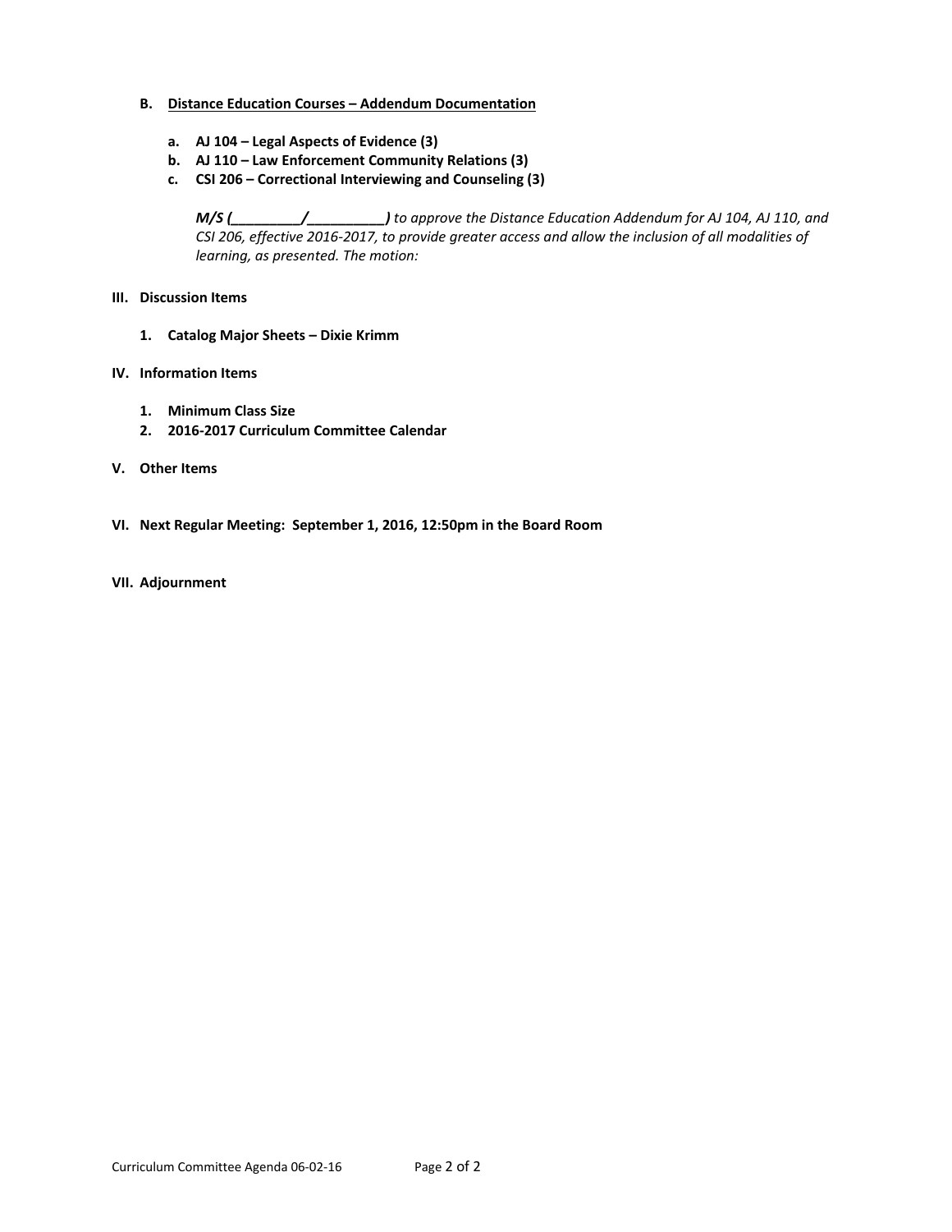**B. <u>Distance Education Courses – Addendum Documentation</u>**

**a. AJ 104 – Legal Aspects of Evidence (3)**
**b. AJ 110 – Law Enforcement Community Relations (3)**
**c. CSI 206 – Correctional Interviewing and Counseling (3)**

***M/S (_________/__________)*** *to approve the Distance Education Addendum for AJ 104, AJ 110, and CSI 206, effective 2016-2017, to provide greater access and allow the inclusion of all modalities of learning, as presented. The motion:*

**III. Discussion Items**

**1. Catalog Major Sheets – Dixie Krimm**

**IV. Information Items**

**1. Minimum Class Size**
**2. 2016-2017 Curriculum Committee Calendar**

**V. Other Items**

**VI. Next Regular Meeting: September 1, 2016, 12:50pm in the Board Room**

**VII. Adjournment**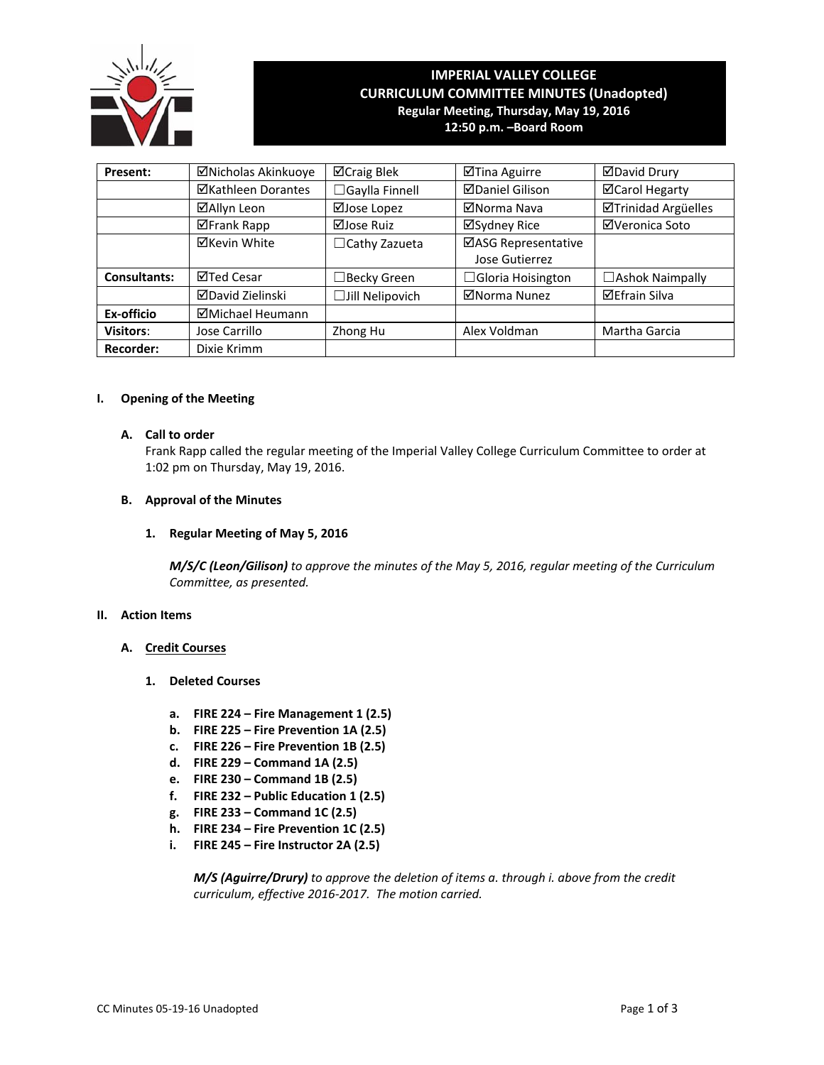# IMPERIAL VALLEY COLLEGE
## CURRICULUM COMMITTEE MINUTES (Unadopted)
**Regular Meeting, Thursday, May 19, 2016**
**12:50 p.m. –Board Room**

| **Present:** | ☑Nicholas Akinkuoye | ☑Craig Blek | ☑Tina Aguirre | ☑David Drury |
|---|---|---|---|---|
| | ☑Kathleen Dorantes | ☐Gaylla Finnell | ☑Daniel Gilison | ☑Carol Hegarty |
| | ☑Allyn Leon | ☑Jose Lopez | ☑Norma Nava | ☑Trinidad Argüelles |
| | ☑Frank Rapp | ☑Jose Ruiz | ☑Sydney Rice | ☑Veronica Soto |
| | ☑Kevin White | ☐Cathy Zazueta | ☑ASG Representative Jose Gutierrez | |
| **Consultants:** | ☑Ted Cesar | ☐Becky Green | ☐Gloria Hoisington | ☐Ashok Naimpally |
| | ☑David Zielinski | ☐Jill Nelipovich | ☑Norma Nunez | ☑Efrain Silva |
| **Ex-officio** | ☑Michael Heumann | | | |
| **Visitors**: | Jose Carrillo | Zhong Hu | Alex Voldman | Martha Garcia |
| **Recorder:** | Dixie Krimm | | | |

**I. Opening of the Meeting**

**A. Call to order**

Frank Rapp called the regular meeting of the Imperial Valley College Curriculum Committee to order at 1:02 pm on Thursday, May 19, 2016.

**B. Approval of the Minutes**

**1. Regular Meeting of May 5, 2016**

***M/S/C (Leon/Gilison)*** *to approve the minutes of the May 5, 2016, regular meeting of the Curriculum Committee, as presented.*

**II. Action Items**

**A. <u>Credit Courses</u>**

**1. Deleted Courses**

a. **FIRE 224 – Fire Management 1 (2.5)**
b. **FIRE 225 – Fire Prevention 1A (2.5)**
c. **FIRE 226 – Fire Prevention 1B (2.5)**
d. **FIRE 229 – Command 1A (2.5)**
e. **FIRE 230 – Command 1B (2.5)**
f. **FIRE 232 – Public Education 1 (2.5)**
g. **FIRE 233 – Command 1C (2.5)**
h. **FIRE 234 – Fire Prevention 1C (2.5)**
i. **FIRE 245 – Fire Instructor 2A (2.5)**

***M/S (Aguirre/Drury)*** *to approve the deletion of items a. through i. above from the credit curriculum, effective 2016-2017. The motion carried.*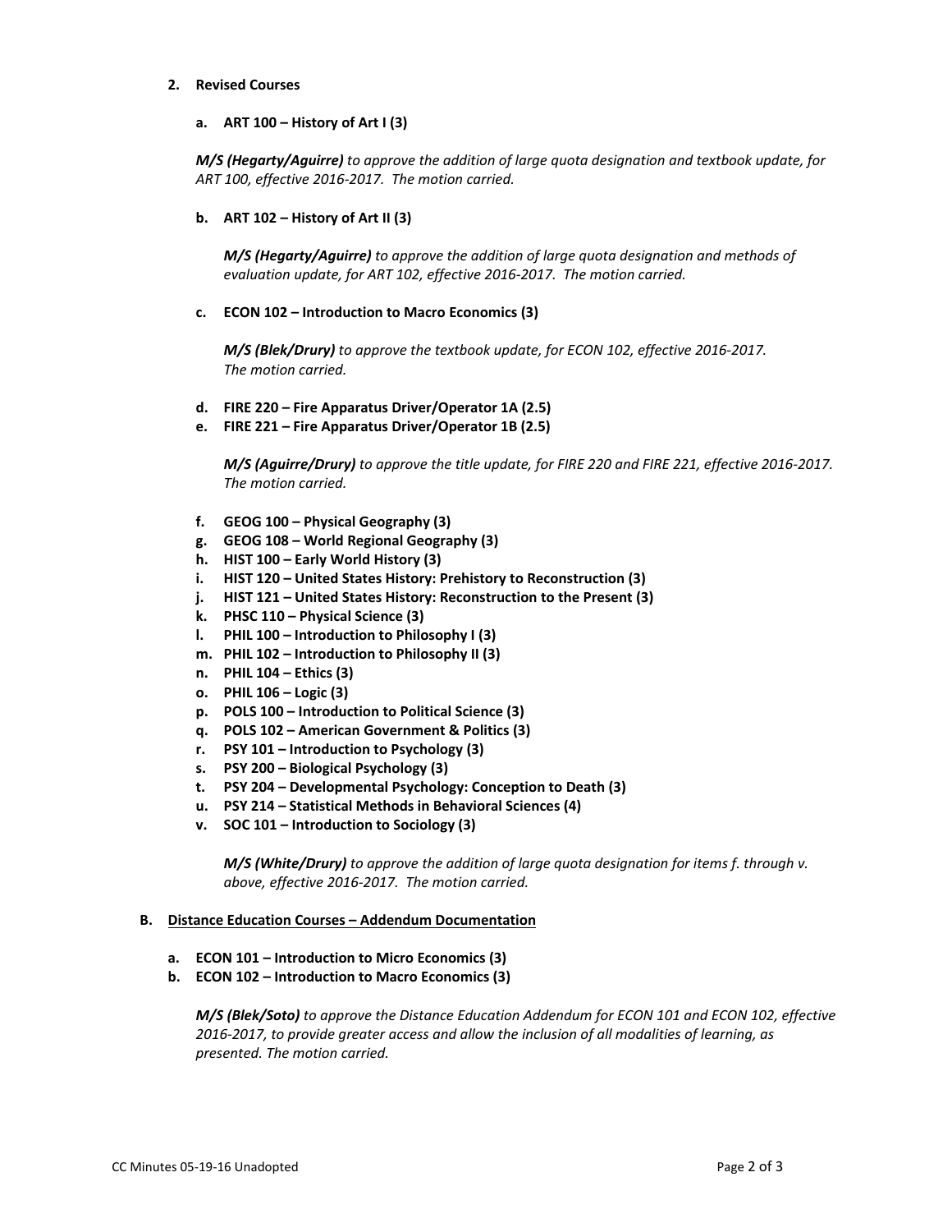2. **Revised Courses**

   a. **ART 100 – History of Art I (3)**

   ***M/S (Hegarty/Aguirre)*** *to approve the addition of large quota designation and textbook update, for ART 100, effective 2016-2017. The motion carried.*

   b. **ART 102 – History of Art II (3)**

   ***M/S (Hegarty/Aguirre)*** *to approve the addition of large quota designation and methods of evaluation update, for ART 102, effective 2016-2017. The motion carried.*

   c. **ECON 102 – Introduction to Macro Economics (3)**

   ***M/S (Blek/Drury)*** *to approve the textbook update, for ECON 102, effective 2016-2017. The motion carried.*

   d. **FIRE 220 – Fire Apparatus Driver/Operator 1A (2.5)**
   e. **FIRE 221 – Fire Apparatus Driver/Operator 1B (2.5)**

   ***M/S (Aguirre/Drury)*** *to approve the title update, for FIRE 220 and FIRE 221, effective 2016-2017. The motion carried.*

   f. **GEOG 100 – Physical Geography (3)**
   g. **GEOG 108 – World Regional Geography (3)**
   h. **HIST 100 – Early World History (3)**
   i. **HIST 120 – United States History: Prehistory to Reconstruction (3)**
   j. **HIST 121 – United States History: Reconstruction to the Present (3)**
   k. **PHSC 110 – Physical Science (3)**
   l. **PHIL 100 – Introduction to Philosophy I (3)**
   m. **PHIL 102 – Introduction to Philosophy II (3)**
   n. **PHIL 104 – Ethics (3)**
   o. **PHIL 106 – Logic (3)**
   p. **POLS 100 – Introduction to Political Science (3)**
   q. **POLS 102 – American Government & Politics (3)**
   r. **PSY 101 – Introduction to Psychology (3)**
   s. **PSY 200 – Biological Psychology (3)**
   t. **PSY 204 – Developmental Psychology: Conception to Death (3)**
   u. **PSY 214 – Statistical Methods in Behavioral Sciences (4)**
   v. **SOC 101 – Introduction to Sociology (3)**

   ***M/S (White/Drury)*** *to approve the addition of large quota designation for items f. through v. above, effective 2016-2017. The motion carried.*

**B. Distance Education Courses – Addendum Documentation**

   a. **ECON 101 – Introduction to Micro Economics (3)**
   b. **ECON 102 – Introduction to Macro Economics (3)**

   ***M/S (Blek/Soto)*** *to approve the Distance Education Addendum for ECON 101 and ECON 102, effective 2016-2017, to provide greater access and allow the inclusion of all modalities of learning, as presented. The motion carried.*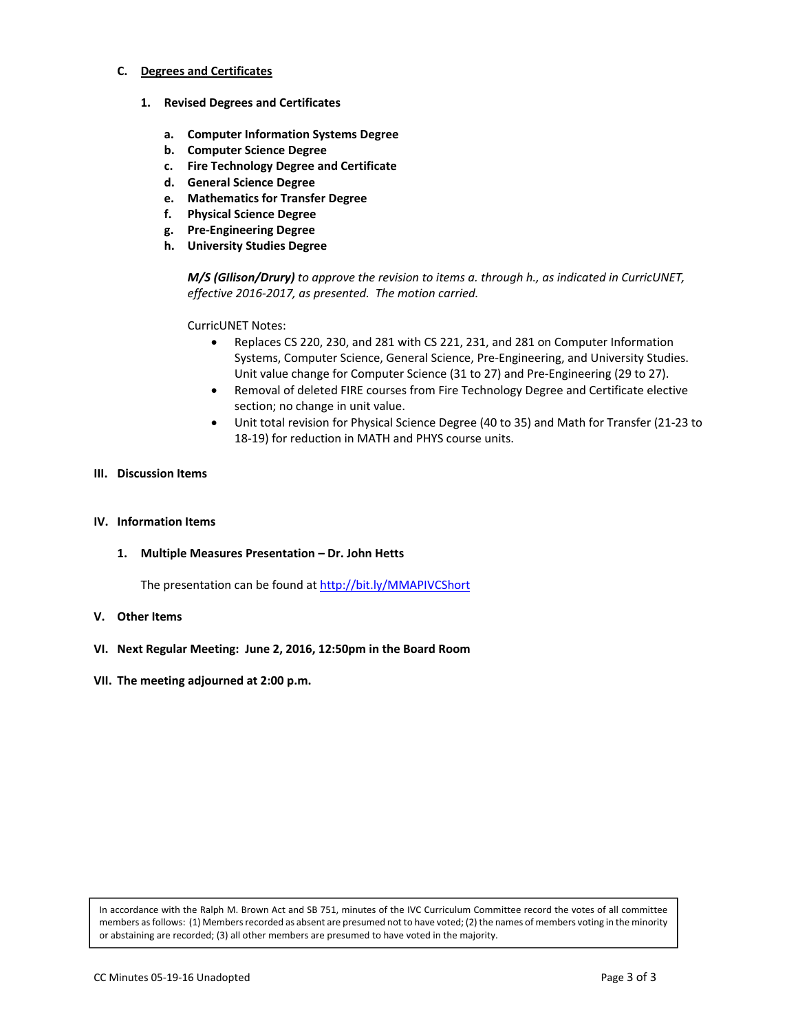C. **Degrees and Certificates**

1. **Revised Degrees and Certificates**

   a. **Computer Information Systems Degree**
   b. **Computer Science Degree**
   c. **Fire Technology Degree and Certificate**
   d. **General Science Degree**
   e. **Mathematics for Transfer Degree**
   f. **Physical Science Degree**
   g. **Pre-Engineering Degree**
   h. **University Studies Degree**

   ***M/S (GIlison/Drury)*** *to approve the revision to items a. through h., as indicated in CurricUNET, effective 2016-2017, as presented. The motion carried.*

   CurricUNET Notes:

   - Replaces CS 220, 230, and 281 with CS 221, 231, and 281 on Computer Information Systems, Computer Science, General Science, Pre-Engineering, and University Studies. Unit value change for Computer Science (31 to 27) and Pre-Engineering (29 to 27).
   - Removal of deleted FIRE courses from Fire Technology Degree and Certificate elective section; no change in unit value.
   - Unit total revision for Physical Science Degree (40 to 35) and Math for Transfer (21-23 to 18-19) for reduction in MATH and PHYS course units.

## III. Discussion Items

## IV. Information Items

1. **Multiple Measures Presentation – Dr. John Hetts**

   The presentation can be found at http://bit.ly/MMAPIVCShort

## V. Other Items

## VI. Next Regular Meeting: June 2, 2016, 12:50pm in the Board Room

## VII. The meeting adjourned at 2:00 p.m.

In accordance with the Ralph M. Brown Act and SB 751, minutes of the IVC Curriculum Committee record the votes of all committee members as follows: (1) Members recorded as absent are presumed not to have voted; (2) the names of members voting in the minority or abstaining are recorded; (3) all other members are presumed to have voted in the majority.

CC Minutes 05-19-16 Unadopted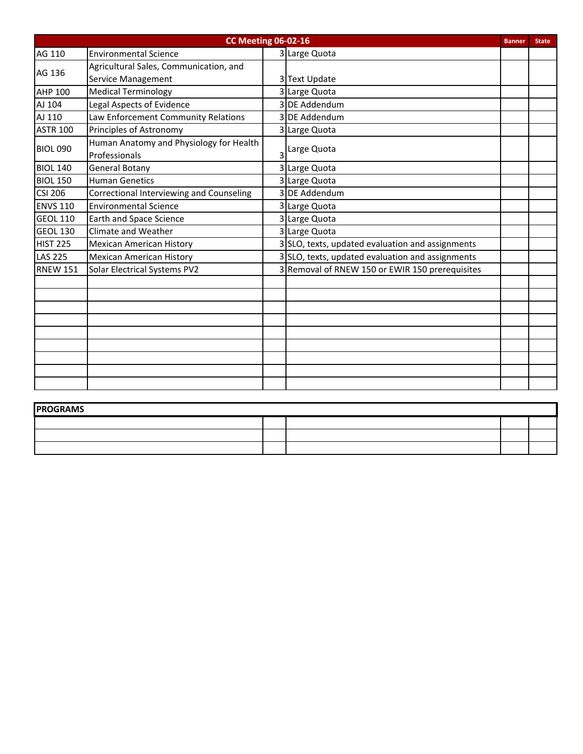| CC Meeting 06-02-16 | | | | Banner | State |
|---|---|---|---|---|---|
| AG 110 | Environmental Science | 3 | Large Quota | | |
| AG 136 | Agricultural Sales, Communication, and Service Management | 3 | Text Update | | |
| AHP 100 | Medical Terminology | 3 | Large Quota | | |
| AJ 104 | Legal Aspects of Evidence | 3 | DE Addendum | | |
| AJ 110 | Law Enforcement Community Relations | 3 | DE Addendum | | |
| ASTR 100 | Principles of Astronomy | 3 | Large Quota | | |
| BIOL 090 | Human Anatomy and Physiology for Health Professionals | 3 | Large Quota | | |
| BIOL 140 | General Botany | 3 | Large Quota | | |
| BIOL 150 | Human Genetics | 3 | Large Quota | | |
| CSI 206 | Correctional Interviewing and Counseling | 3 | DE Addendum | | |
| ENVS 110 | Environmental Science | 3 | Large Quota | | |
| GEOL 110 | Earth and Space Science | 3 | Large Quota | | |
| GEOL 130 | Climate and Weather | 3 | Large Quota | | |
| HIST 225 | Mexican American History | 3 | SLO, texts, updated evaluation and assignments | | |
| LAS 225 | Mexican American History | 3 | SLO, texts, updated evaluation and assignments | | |
| RNEW 151 | Solar Electrical Systems PV2 | 3 | Removal of RNEW 150 or EWIR 150 prerequisites | | |
| | | | | | |
| | | | | | |
| | | | | | |
| | | | | | |
| | | | | | |
| | | | | | |
| | | | | | |
| | | | | | |
| | | | | | |

| PROGRAMS | | | | |
|---|---|---|---|---|
| | | | | |
| | | | | |
| | | | | |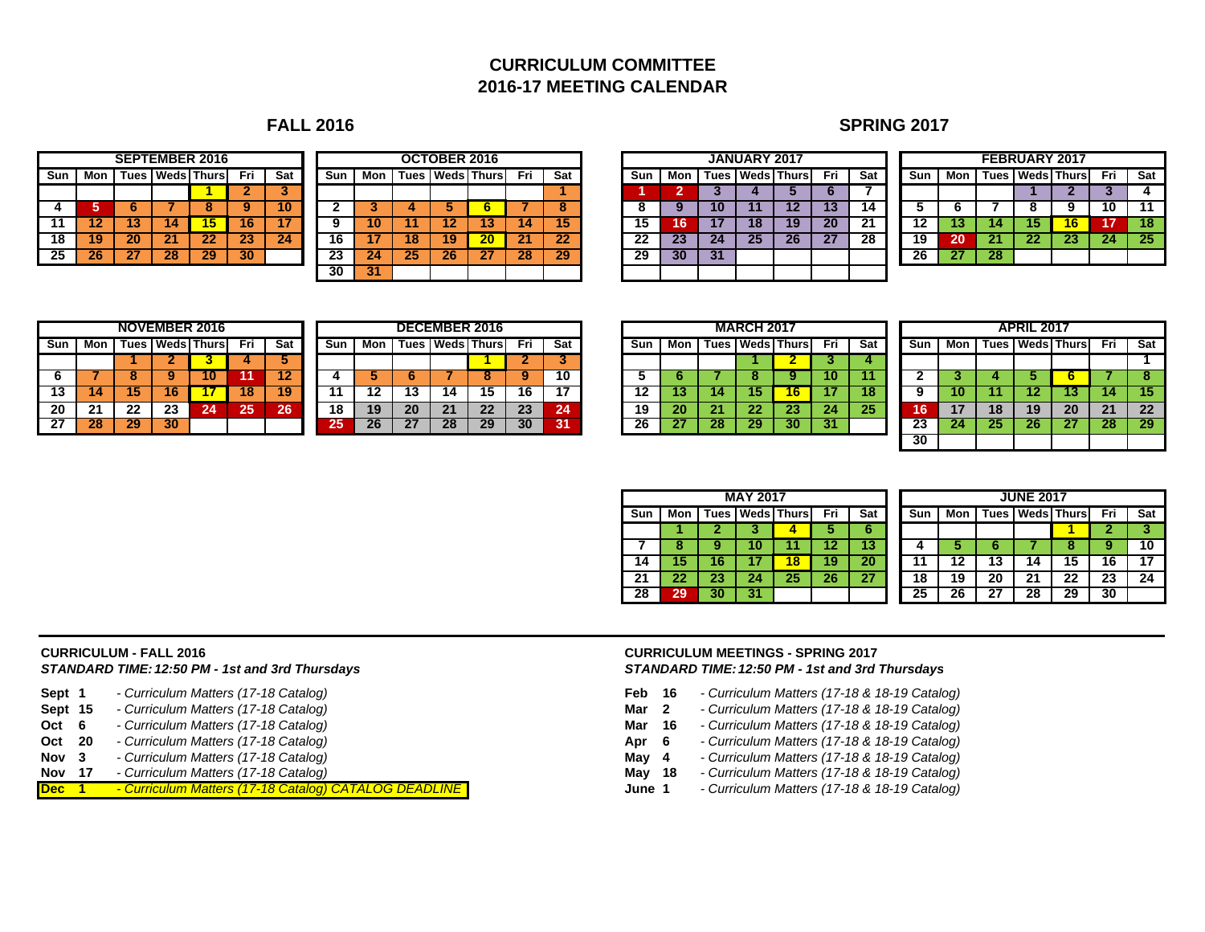# CURRICULUM COMMITTEE
# 2016-17 MEETING CALENDAR

## FALL 2016

**SEPTEMBER 2016**

| Sun | Mon | Tues | Weds | Thurs | Fri | Sat |
|---|---|---|---|---|---|---|
| | | | | 1 | 2 | 3 |
| 4 | 5 | 6 | 7 | 8 | 9 | 10 |
| 11 | 12 | 13 | 14 | 15 | 16 | 17 |
| 18 | 19 | 20 | 21 | 22 | 23 | 24 |
| 25 | 26 | 27 | 28 | 29 | 30 | |

**OCTOBER 2016**

| Sun | Mon | Tues | Weds | Thurs | Fri | Sat |
|---|---|---|---|---|---|---|
| | | | | | | 1 |
| 2 | 3 | 4 | 5 | 6 | 7 | 8 |
| 9 | 10 | 11 | 12 | 13 | 14 | 15 |
| 16 | 17 | 18 | 19 | 20 | 21 | 22 |
| 23 | 24 | 25 | 26 | 27 | 28 | 29 |
| 30 | 31 | | | | | |

**NOVEMBER 2016**

| Sun | Mon | Tues | Weds | Thurs | Fri | Sat |
|---|---|---|---|---|---|---|
| | | 1 | 2 | 3 | 4 | 5 |
| 6 | 7 | 8 | 9 | 10 | 11 | 12 |
| 13 | 14 | 15 | 16 | 17 | 18 | 19 |
| 20 | 21 | 22 | 23 | 24 | 25 | 26 |
| 27 | 28 | 29 | 30 | | | |

**DECEMBER 2016**

| Sun | Mon | Tues | Weds | Thurs | Fri | Sat |
|---|---|---|---|---|---|---|
| | | | | 1 | 2 | 3 |
| 4 | 5 | 6 | 7 | 8 | 9 | 10 |
| 11 | 12 | 13 | 14 | 15 | 16 | 17 |
| 18 | 19 | 20 | 21 | 22 | 23 | 24 |
| 25 | 26 | 27 | 28 | 29 | 30 | 31 |

## SPRING 2017

**JANUARY 2017**

| Sun | Mon | Tues | Weds | Thurs | Fri | Sat |
|---|---|---|---|---|---|---|
| 1 | 2 | 3 | 4 | 5 | 6 | 7 |
| 8 | 9 | 10 | 11 | 12 | 13 | 14 |
| 15 | 16 | 17 | 18 | 19 | 20 | 21 |
| 22 | 23 | 24 | 25 | 26 | 27 | 28 |
| 29 | 30 | 31 | | | | |

**FEBRUARY 2017**

| Sun | Mon | Tues | Weds | Thurs | Fri | Sat |
|---|---|---|---|---|---|---|
| | | | 1 | 2 | 3 | 4 |
| 5 | 6 | 7 | 8 | 9 | 10 | 11 |
| 12 | 13 | 14 | 15 | 16 | 17 | 18 |
| 19 | 20 | 21 | 22 | 23 | 24 | 25 |
| 26 | 27 | 28 | | | | |

**MARCH 2017**

| Sun | Mon | Tues | Weds | Thurs | Fri | Sat |
|---|---|---|---|---|---|---|
| | | | 1 | 2 | 3 | 4 |
| 5 | 6 | 7 | 8 | 9 | 10 | 11 |
| 12 | 13 | 14 | 15 | 16 | 17 | 18 |
| 19 | 20 | 21 | 22 | 23 | 24 | 25 |
| 26 | 27 | 28 | 29 | 30 | 31 | |

**APRIL 2017**

| Sun | Mon | Tues | Weds | Thurs | Fri | Sat |
|---|---|---|---|---|---|---|
| | | | | | | 1 |
| 2 | 3 | 4 | 5 | 6 | 7 | 8 |
| 9 | 10 | 11 | 12 | 13 | 14 | 15 |
| 16 | 17 | 18 | 19 | 20 | 21 | 22 |
| 23 | 24 | 25 | 26 | 27 | 28 | 29 |
| 30 | | | | | | |

**MAY 2017**

| Sun | Mon | Tues | Weds | Thurs | Fri | Sat |
|---|---|---|---|---|---|---|
| | 1 | 2 | 3 | 4 | 5 | 6 |
| 7 | 8 | 9 | 10 | 11 | 12 | 13 |
| 14 | 15 | 16 | 17 | 18 | 19 | 20 |
| 21 | 22 | 23 | 24 | 25 | 26 | 27 |
| 28 | 29 | 30 | 31 | | | |

**JUNE 2017**

| Sun | Mon | Tues | Weds | Thurs | Fri | Sat |
|---|---|---|---|---|---|---|
| | | | | 1 | 2 | 3 |
| 4 | 5 | 6 | 7 | 8 | 9 | 10 |
| 11 | 12 | 13 | 14 | 15 | 16 | 17 |
| 18 | 19 | 20 | 21 | 22 | 23 | 24 |
| 25 | 26 | 27 | 28 | 29 | 30 | |

---

**CURRICULUM - FALL 2016**
***STANDARD TIME: 12:50 PM - 1st and 3rd Thursdays***

**Sept 1** *- Curriculum Matters (17-18 Catalog)*
**Sept 15** *- Curriculum Matters (17-18 Catalog)*
**Oct 6** *- Curriculum Matters (17-18 Catalog)*
**Oct 20** *- Curriculum Matters (17-18 Catalog)*
**Nov 3** *- Curriculum Matters (17-18 Catalog)*
**Nov 17** *- Curriculum Matters (17-18 Catalog)*
**Dec 1** *- Curriculum Matters (17-18 Catalog) CATALOG DEADLINE*

**CURRICULUM MEETINGS - SPRING 2017**
***STANDARD TIME: 12:50 PM - 1st and 3rd Thursdays***

**Feb 16** *- Curriculum Matters (17-18 & 18-19 Catalog)*
**Mar 2** *- Curriculum Matters (17-18 & 18-19 Catalog)*
**Mar 16** *- Curriculum Matters (17-18 & 18-19 Catalog)*
**Apr 6** *- Curriculum Matters (17-18 & 18-19 Catalog)*
**May 4** *- Curriculum Matters (17-18 & 18-19 Catalog)*
**May 18** *- Curriculum Matters (17-18 & 18-19 Catalog)*
**June 1** *- Curriculum Matters (17-18 & 18-19 Catalog)*